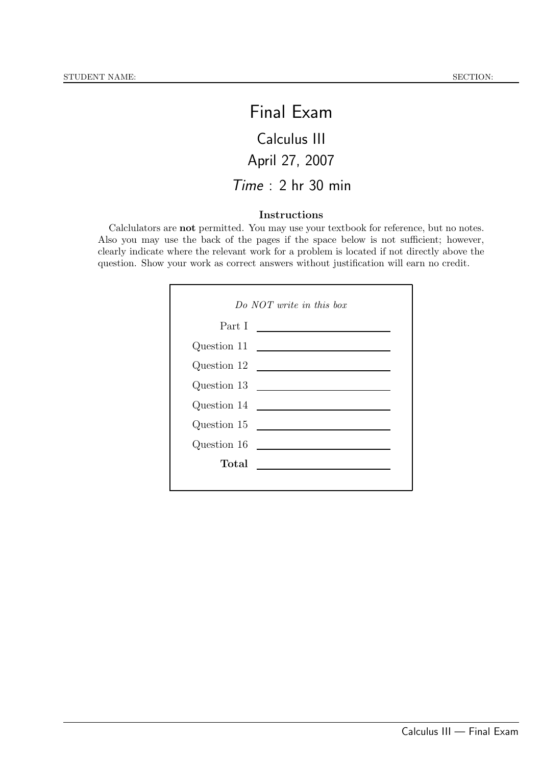STUDENT NAME: SECTION:

# Final Exam

## Calculus III

## April 27, 2007

## *Time* : 2 hr 30 min

### Instructions

Calclulators are **not** permitted. You may use your textbook for reference, but no notes. Also you may use the back of the pages if the space below is not sufficient; however, clearly indicate where the relevant work for a problem is located if not directly above the question. Show your work as correct answers without justification will earn no credit.

*Do NOT write in this box*

| | |
|---|---|
| Part I | |
| Question 11 | |
| Question 12 | |
| Question 13 | |
| Question 14 | |
| Question 15 | |
| Question 16 | |
| **Total** | |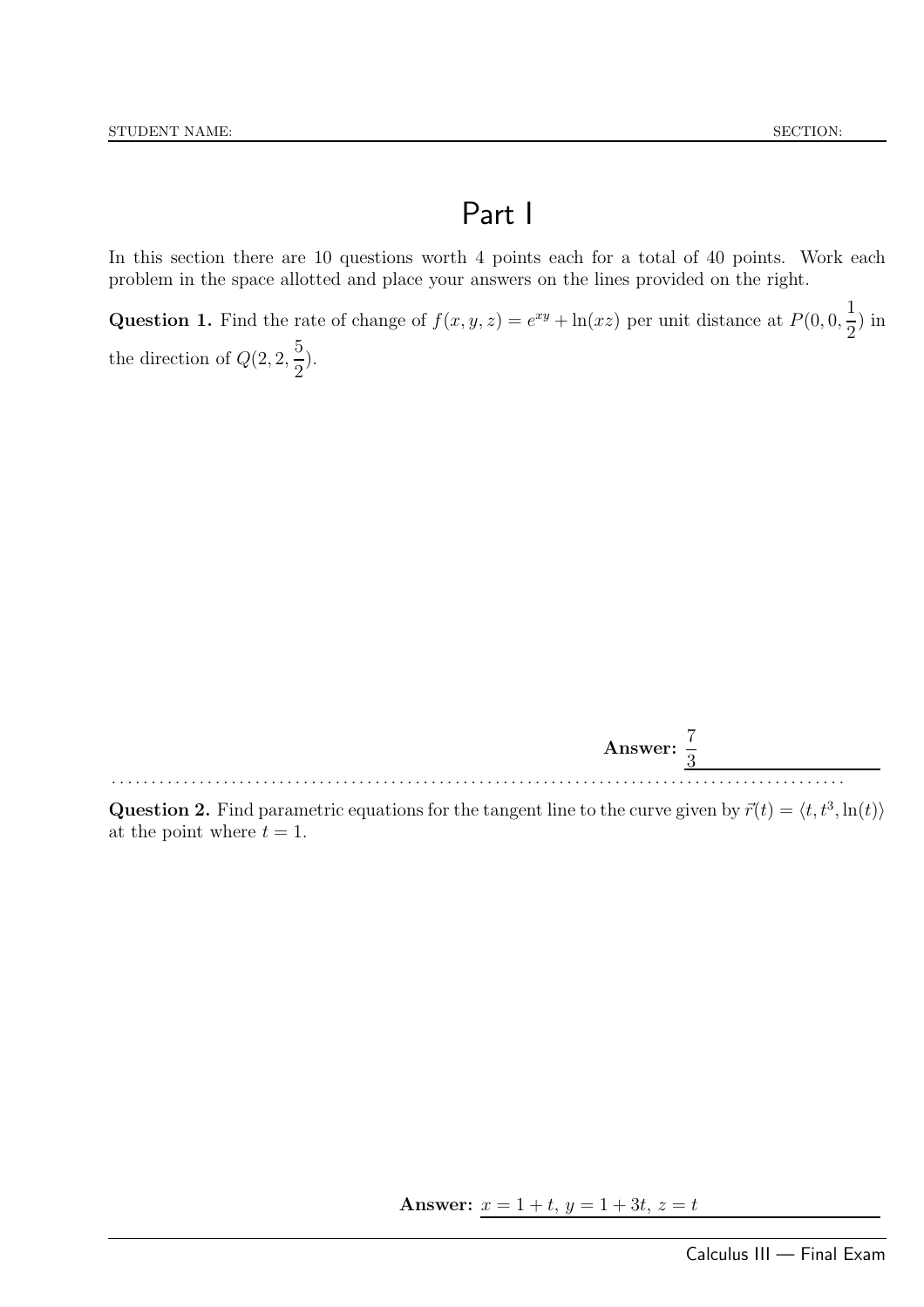STUDENT NAME: SECTION:

# Part I

In this section there are 10 questions worth 4 points each for a total of 40 points. Work each problem in the space allotted and place your answers on the lines provided on the right.

**Question 1.** Find the rate of change of $f(x, y, z) = e^{xy} + \ln(xz)$ per unit distance at $P(0, 0, \frac{1}{2})$ in the direction of $Q(2, 2, \frac{5}{2})$.

**Answer:** $\frac{7}{3}$

**Question 2.** Find parametric equations for the tangent line to the curve given by $\vec{r}(t) = \langle t, t^3, \ln(t)\rangle$ at the point where $t = 1$.

**Answer:** $x = 1 + t,\ y = 1 + 3t,\ z = t$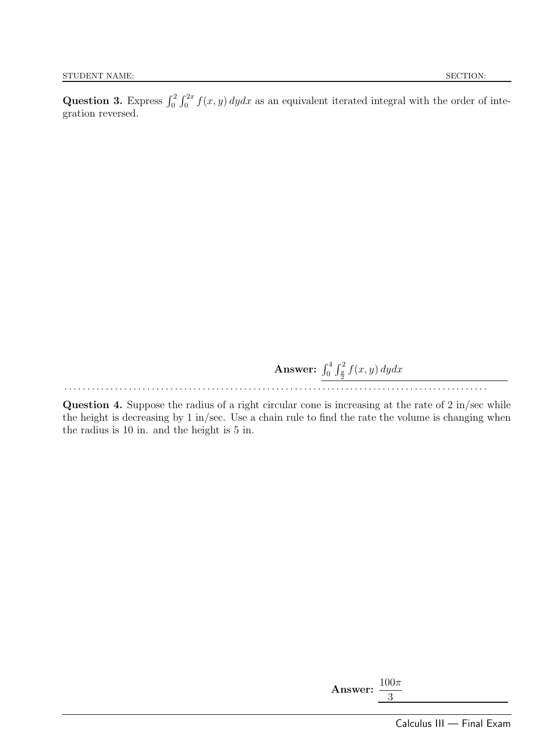**Question 3.** Express $\int_0^2 \int_0^{2x} f(x, y)\, dydx$ as an equivalent iterated integral with the order of integration reversed.

**Answer:** $\int_0^4 \int_{\frac{y}{2}}^2 f(x, y)\, dydx$

. . . . . . . . . . . . . . . . . . . . . . . . . . . . . . . . . . . . . . . . . . . . . . . . . . . . . . . . . . . . . . . . . . . . . . . . . . . . . . . . . . . . . . .

**Question 4.** Suppose the radius of a right circular cone is increasing at the rate of 2 in/sec while the height is decreasing by 1 in/sec. Use a chain rule to find the rate the volume is changing when the radius is 10 in. and the height is 5 in.

**Answer:** $\frac{100\pi}{3}$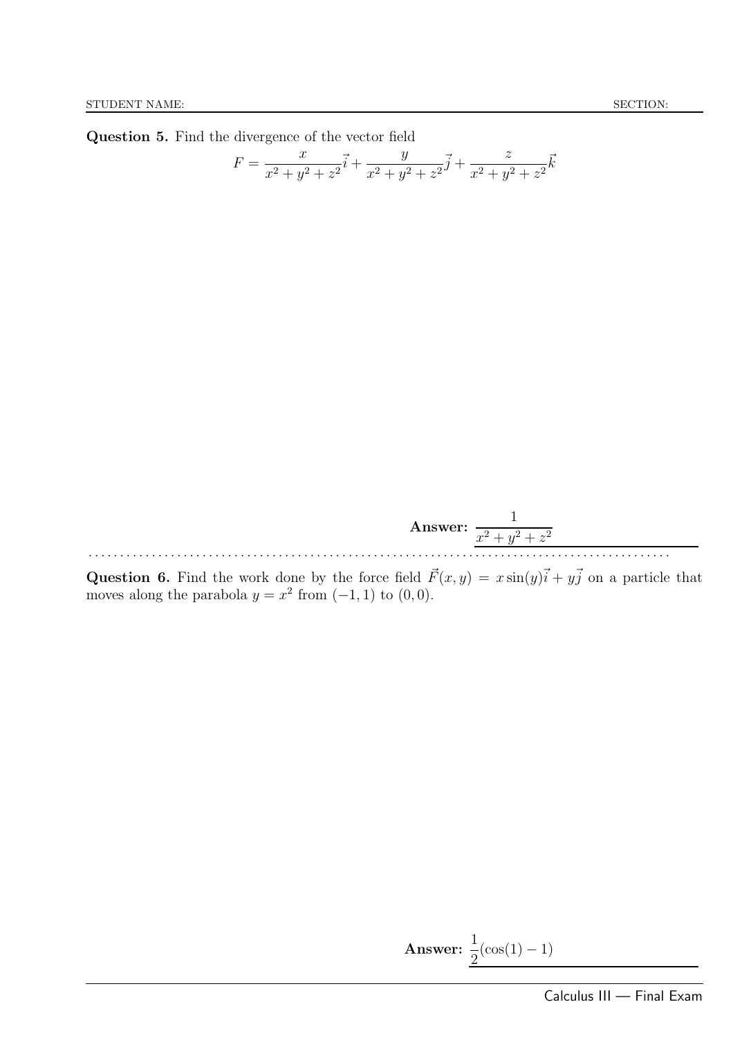**Question 5.** Find the divergence of the vector field

$$F = \frac{x}{x^2+y^2+z^2}\vec{i} + \frac{y}{x^2+y^2+z^2}\vec{j} + \frac{z}{x^2+y^2+z^2}\vec{k}$$

**Answer:** $\dfrac{1}{x^2+y^2+z^2}$

---

**Question 6.** Find the work done by the force field $\vec{F}(x, y) = x\sin(y)\vec{i} + y\vec{j}$ on a particle that moves along the parabola $y = x^2$ from $(-1, 1)$ to $(0, 0)$.

**Answer:** $\dfrac{1}{2}(\cos(1) - 1)$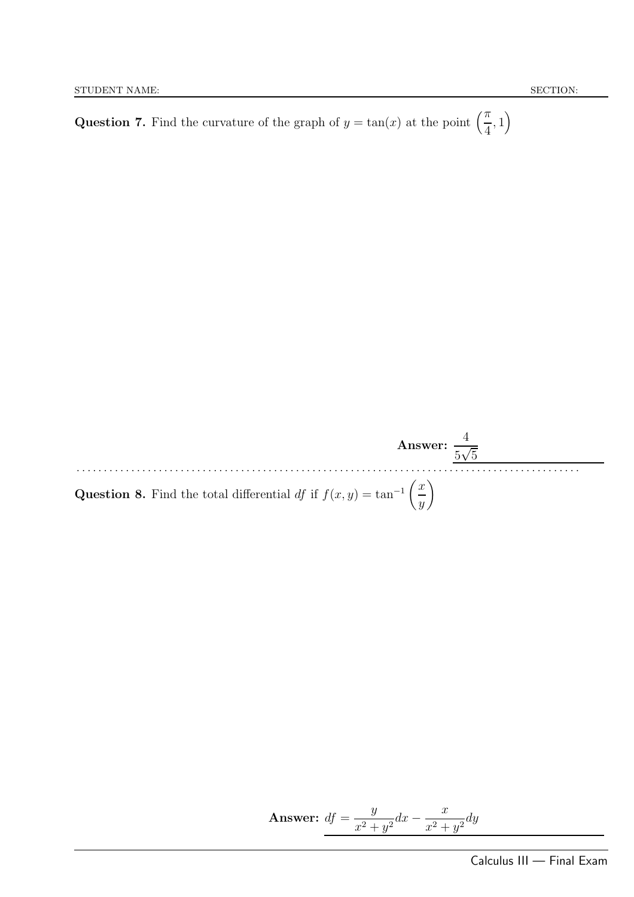**Question 7.** Find the curvature of the graph of $y = \tan(x)$ at the point $\left(\dfrac{\pi}{4}, 1\right)$

**Answer:** $\dfrac{4}{5\sqrt{5}}$

---

**Question 8.** Find the total differential $df$ if $f(x, y) = \tan^{-1}\left(\dfrac{x}{y}\right)$

**Answer:** $df = \dfrac{y}{x^2 + y^2}dx - \dfrac{x}{x^2 + y^2}dy$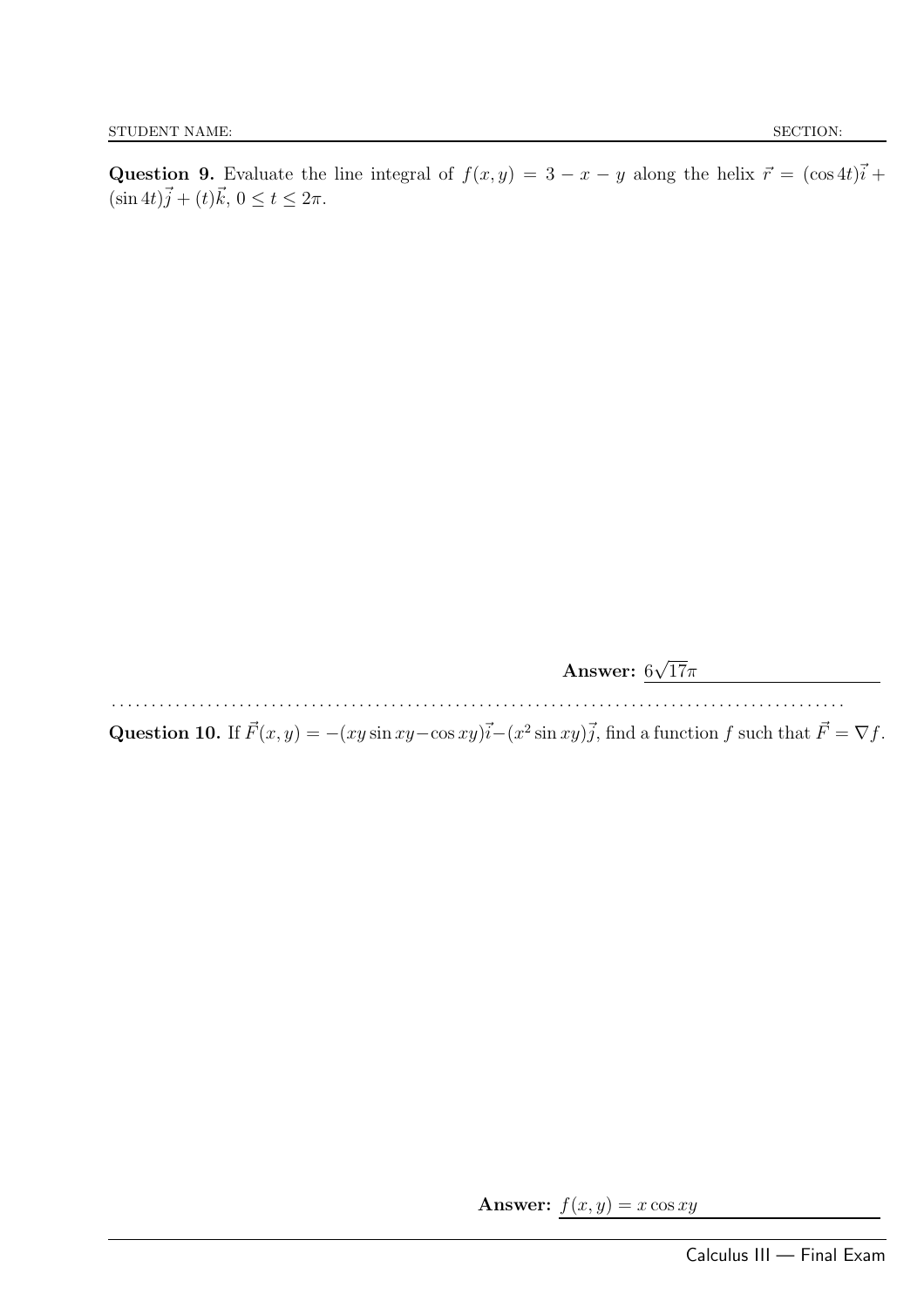STUDENT NAME: SECTION:

**Question 9.** Evaluate the line integral of $f(x, y) = 3 - x - y$ along the helix $\vec{r} = (\cos 4t)\vec{i} + (\sin 4t)\vec{j} + (t)\vec{k}$, $0 \le t \le 2\pi$.

**Answer:** $6\sqrt{17}\pi$

**Question 10.** If $\vec{F}(x, y) = -(xy \sin xy - \cos xy)\vec{i} - (x^2 \sin xy)\vec{j}$, find a function $f$ such that $\vec{F} = \nabla f$.

**Answer:** $f(x, y) = x \cos xy$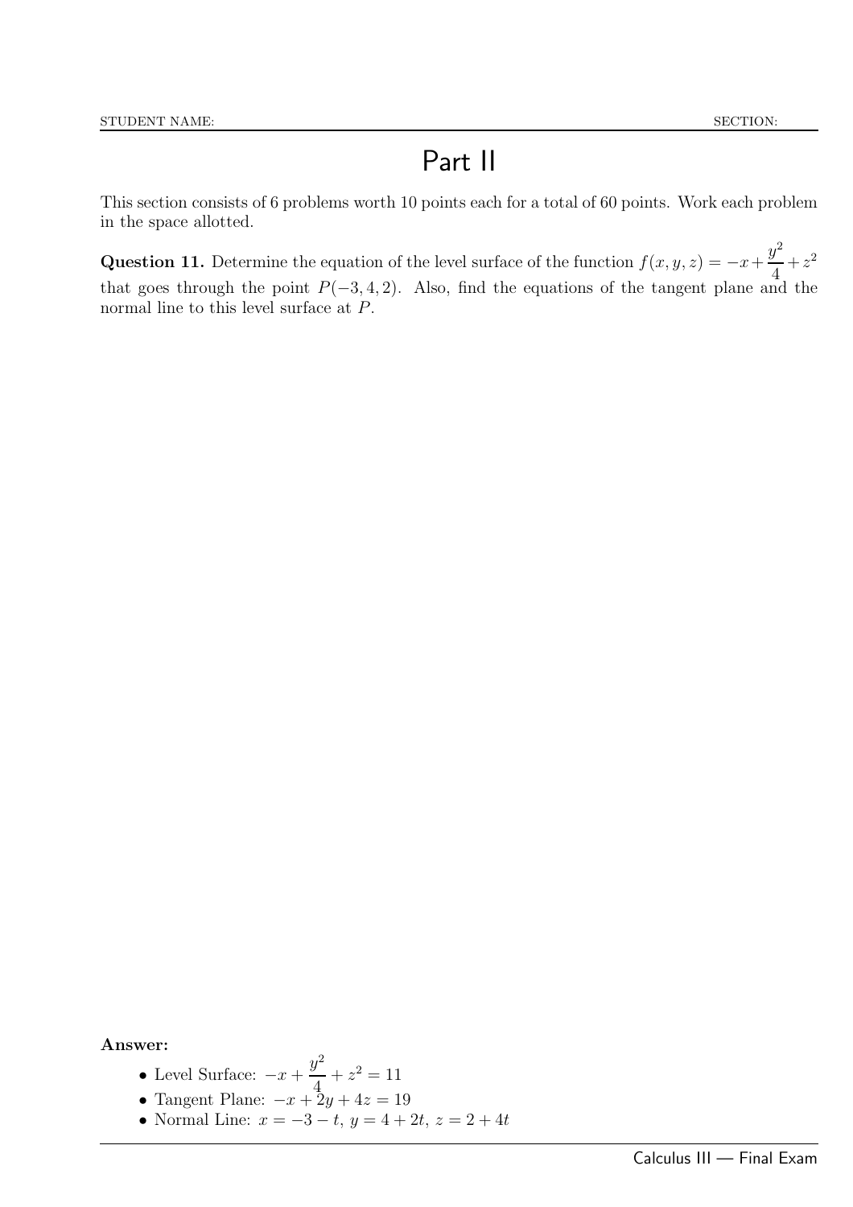STUDENT NAME: SECTION:

# Part II

This section consists of 6 problems worth 10 points each for a total of 60 points. Work each problem in the space allotted.

**Question 11.** Determine the equation of the level surface of the function $f(x, y, z) = -x + \frac{y^2}{4} + z^2$ that goes through the point $P(-3, 4, 2)$. Also, find the equations of the tangent plane and the normal line to this level surface at $P$.

**Answer:**

- Level Surface: $-x + \frac{y^2}{4} + z^2 = 11$
- Tangent Plane: $-x + 2y + 4z = 19$
- Normal Line: $x = -3 - t$, $y = 4 + 2t$, $z = 2 + 4t$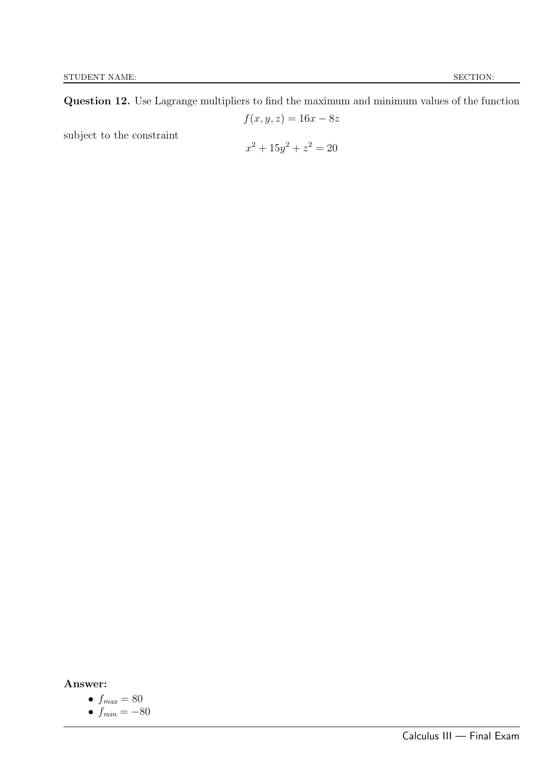**Question 12.** Use Lagrange multipliers to find the maximum and minimum values of the function

$$f(x, y, z) = 16x - 8z$$

subject to the constraint

$$x^2 + 15y^2 + z^2 = 20$$

**Answer:**

- $f_{max} = 80$
- $f_{min} = -80$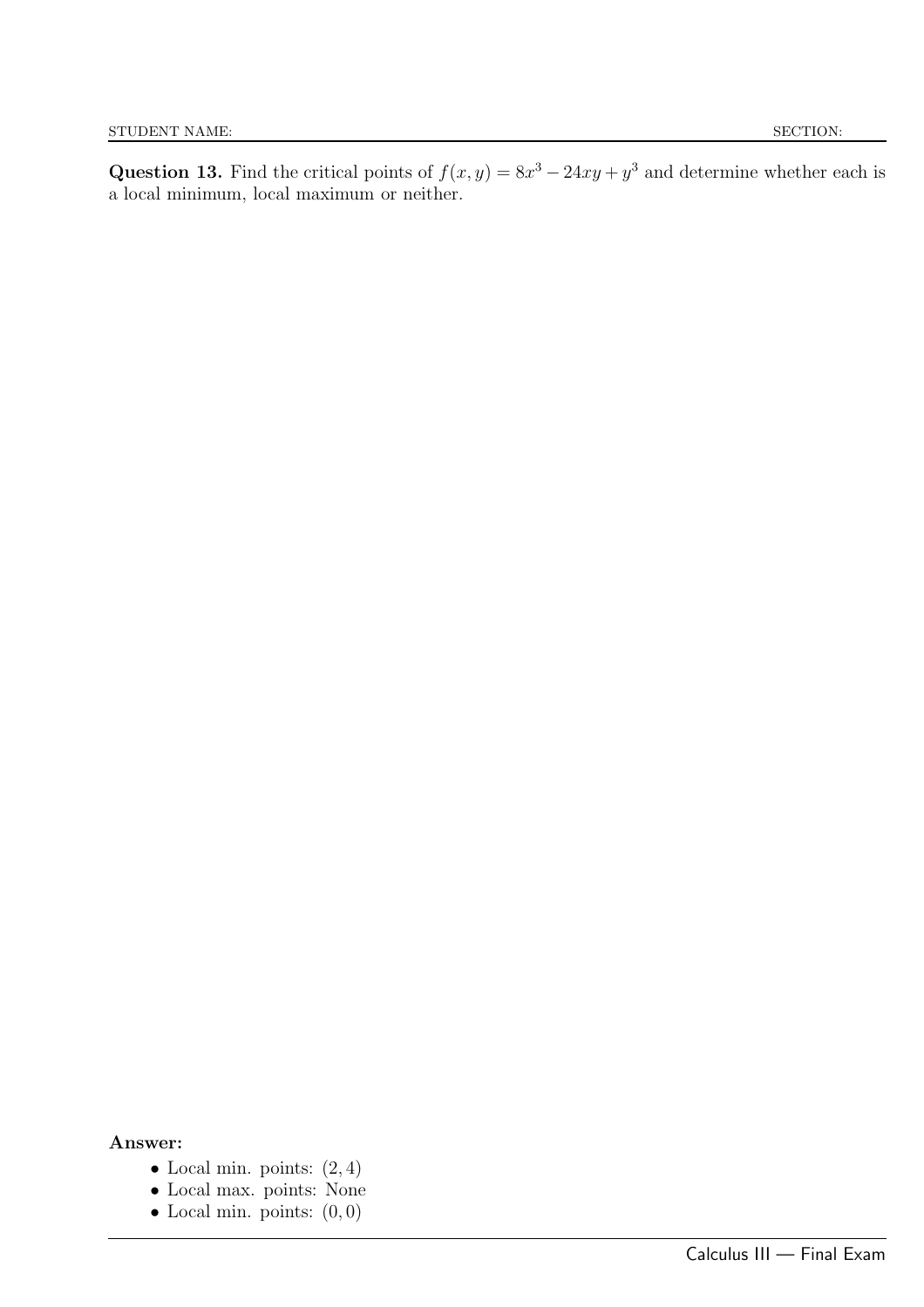**Question 13.** Find the critical points of $f(x, y) = 8x^3 - 24xy + y^3$ and determine whether each is a local minimum, local maximum or neither.

**Answer:**

- Local min. points: $(2, 4)$
- Local max. points: None
- Local min. points: $(0, 0)$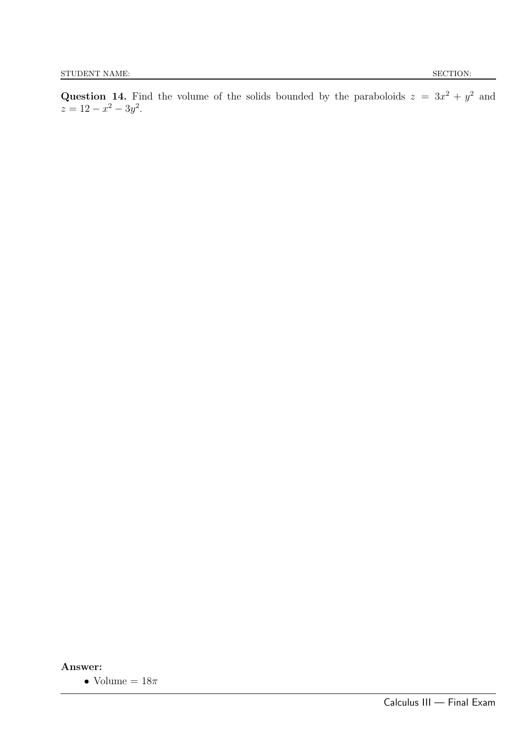**Question 14.** Find the volume of the solids bounded by the paraboloids $z = 3x^2 + y^2$ and $z = 12 - x^2 - 3y^2$.

**Answer:**

- Volume $= 18\pi$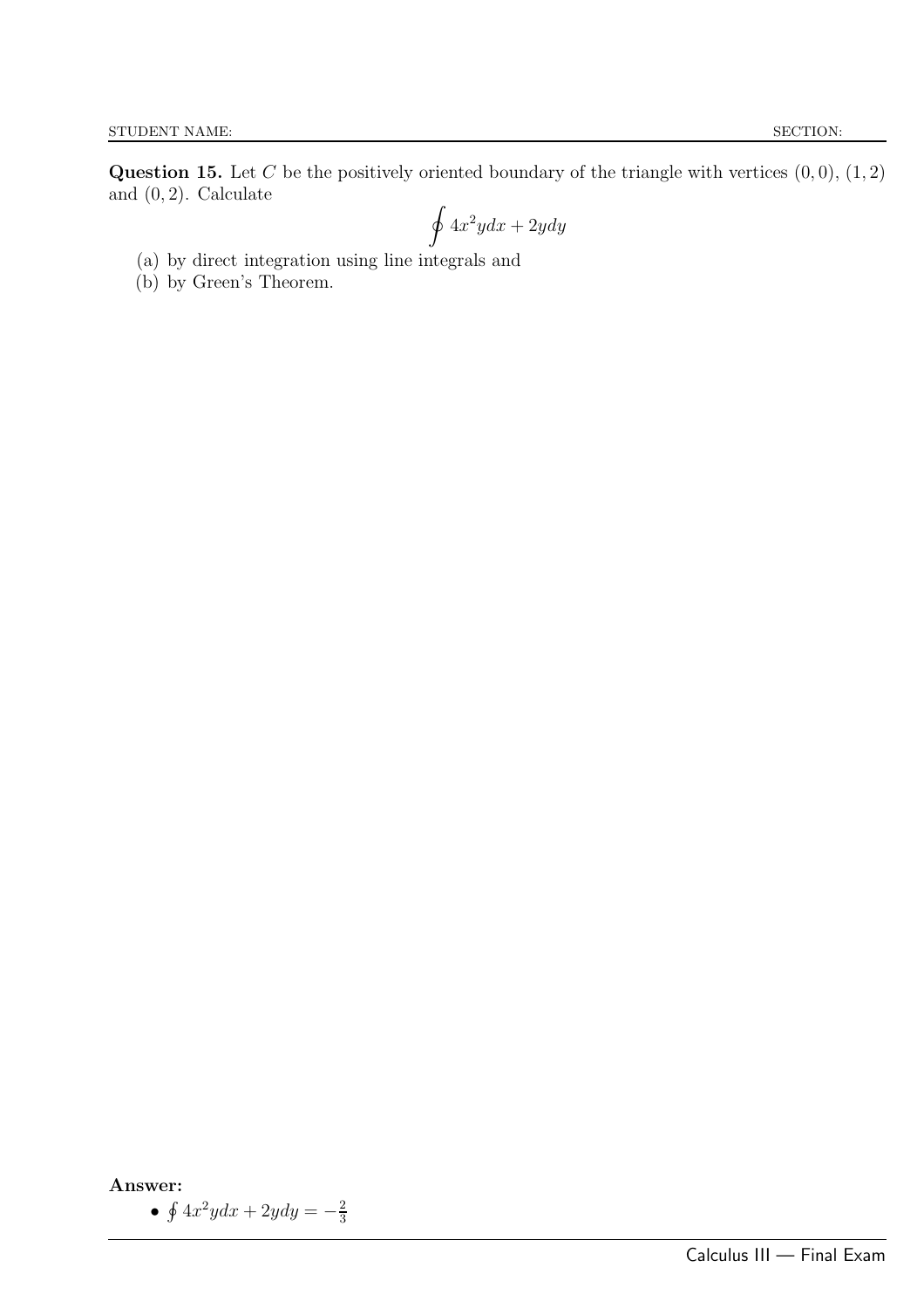**Question 15.** Let $C$ be the positively oriented boundary of the triangle with vertices $(0,0)$, $(1,2)$ and $(0,2)$. Calculate

$$\oint 4x^2y dx + 2y dy$$

(a) by direct integration using line integrals and

(b) by Green's Theorem.

**Answer:**

- $\oint 4x^2ydx + 2ydy = -\frac{2}{3}$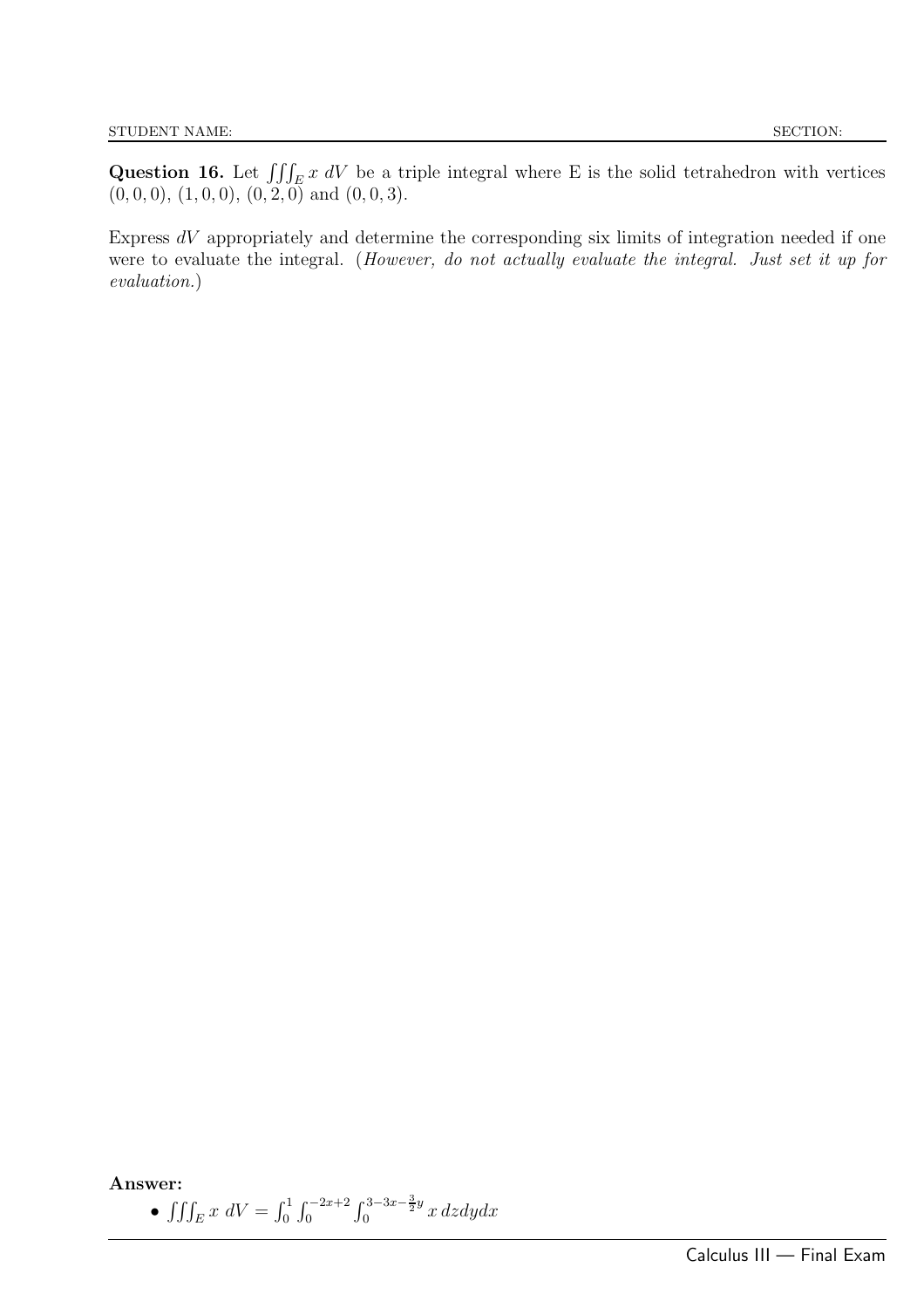**Question 16.** Let $\iiint_E x \, dV$ be a triple integral where E is the solid tetrahedron with vertices $(0,0,0)$, $(1,0,0)$, $(0,2,0)$ and $(0,0,3)$.

Express $dV$ appropriately and determine the corresponding six limits of integration needed if one were to evaluate the integral. (*However, do not actually evaluate the integral. Just set it up for evaluation.*)

**Answer:**

- $\iiint_E x \, dV = \int_0^1 \int_0^{-2x+2} \int_0^{3-3x-\frac{3}{2}y} x \, dz dy dx$